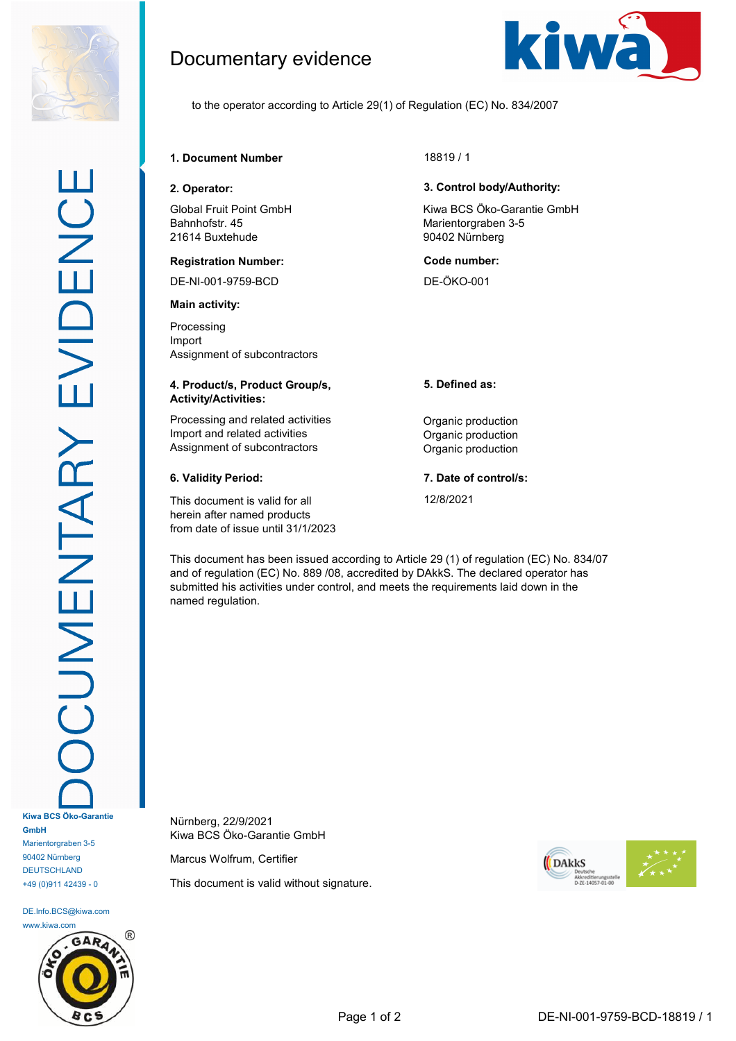# Documentary evidence

to the operator according to Article 29(1) of Regulation (EC) No. 834/2007

**1. Document Number**

18819 / 1

**2. Operator:**

Global Fruit Point GmbH
Bahnhofstr. 45
21614 Buxtehude

**Registration Number:**

DE-NI-001-9759-BCD

**Main activity:**

Processing
Import
Assignment of subcontractors

**3. Control body/Authority:**

Kiwa BCS Öko-Garantie GmbH
Marientorgraben 3-5
90402 Nürnberg

**Code number:**

DE-ÖKO-001

| 4. Product/s, Product Group/s, Activity/Activities: | 5. Defined as: |
| --- | --- |
| Processing and related activities | Organic production |
| Import and related activities | Organic production |
| Assignment of subcontractors | Organic production |

**6. Validity Period:**

This document is valid for all herein after named products from date of issue until 31/1/2023

**7. Date of control/s:**

12/8/2021

This document has been issued according to Article 29 (1) of regulation (EC) No. 834/07 and of regulation (EC) No. 889 /08, accredited by DAkkS. The declared operator has submitted his activities under control, and meets the requirements laid down in the named regulation.

Nürnberg, 22/9/2021
Kiwa BCS Öko-Garantie GmbH

Marcus Wolfrum, Certifier

This document is valid without signature.

Kiwa BCS Öko-Garantie GmbH
Marientorgraben 3-5
90402 Nürnberg
DEUTSCHLAND
+49 (0)911 42439 - 0

DE.Info.BCS@kiwa.com
www.kiwa.com

DE-NI-001-9759-BCD-18819 / 1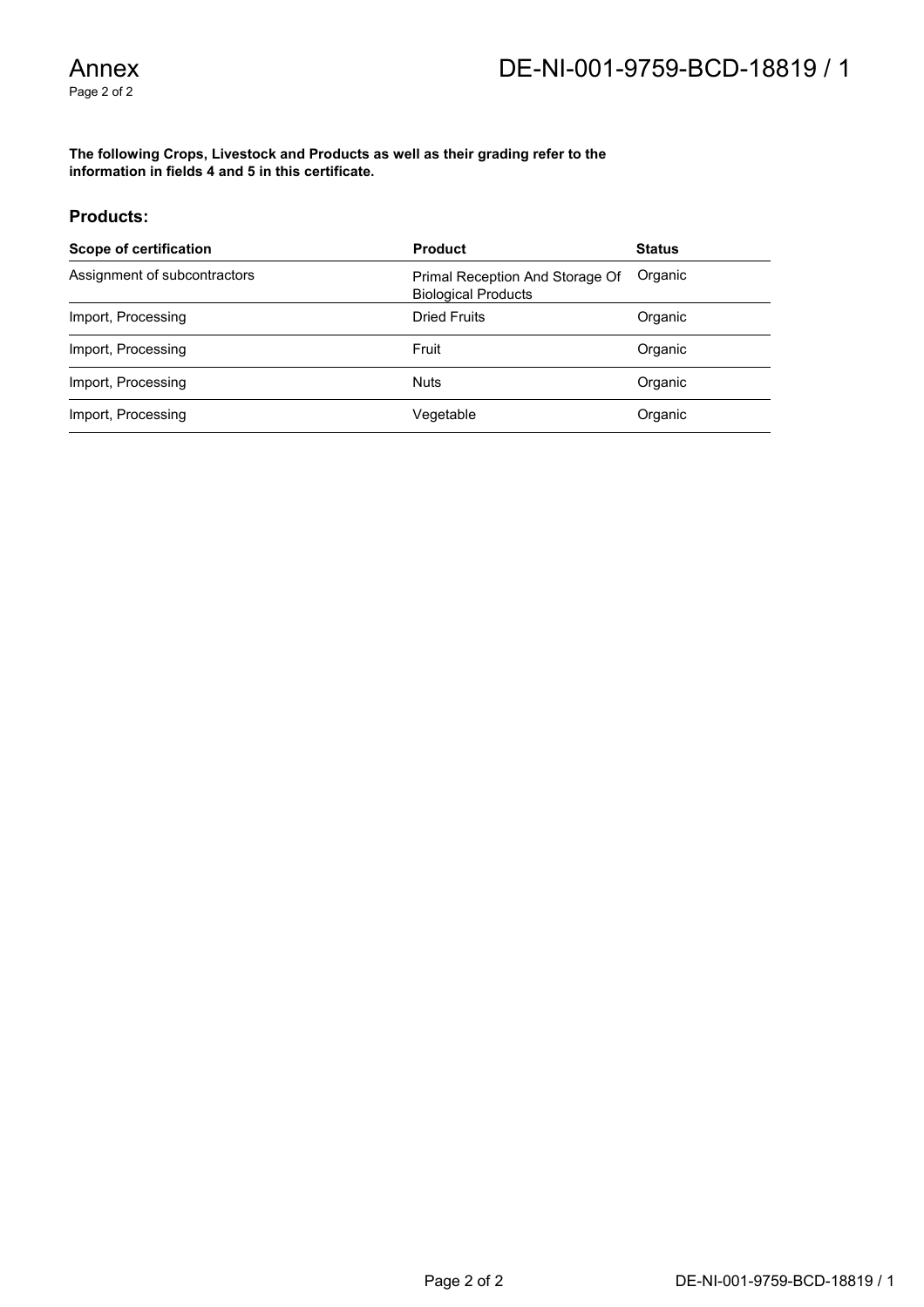# Annex

# DE-NI-001-9759-BCD-18819 / 1

**The following Crops, Livestock and Products as well as their grading refer to the information in fields 4 and 5 in this certificate.**

## Products:

| Scope of certification | Product | Status |
|---|---|---|
| Assignment of subcontractors | Primal Reception And Storage Of Biological Products | Organic |
| Import, Processing | Dried Fruits | Organic |
| Import, Processing | Fruit | Organic |
| Import, Processing | Nuts | Organic |
| Import, Processing | Vegetable | Organic |